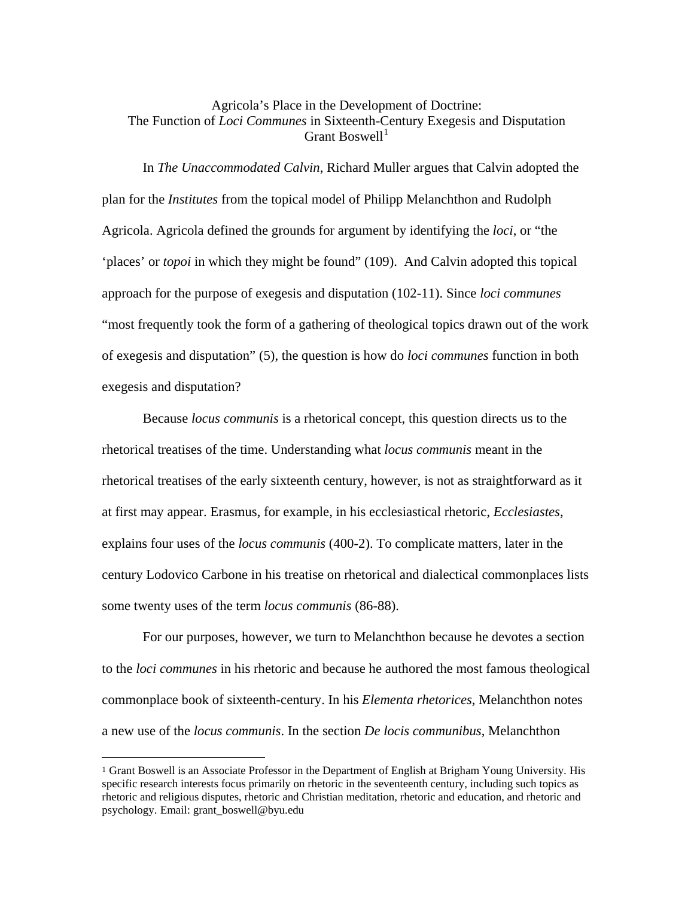# Agricola's Place in the Development of Doctrine:
## The Function of *Loci Communes* in Sixteenth-Century Exegesis and Disputation

Grant Boswell[1]

In *The Unaccommodated Calvin*, Richard Muller argues that Calvin adopted the plan for the *Institutes* from the topical model of Philipp Melanchthon and Rudolph Agricola. Agricola defined the grounds for argument by identifying the *loci*, or "the 'places' or *topoi* in which they might be found" (109). And Calvin adopted this topical approach for the purpose of exegesis and disputation (102-11). Since *loci communes* "most frequently took the form of a gathering of theological topics drawn out of the work of exegesis and disputation" (5), the question is how do *loci communes* function in both exegesis and disputation?

Because *locus communis* is a rhetorical concept, this question directs us to the rhetorical treatises of the time. Understanding what *locus communis* meant in the rhetorical treatises of the early sixteenth century, however, is not as straightforward as it at first may appear. Erasmus, for example, in his ecclesiastical rhetoric, *Ecclesiastes*, explains four uses of the *locus communis* (400-2). To complicate matters, later in the century Lodovico Carbone in his treatise on rhetorical and dialectical commonplaces lists some twenty uses of the term *locus communis* (86-88).

For our purposes, however, we turn to Melanchthon because he devotes a section to the *loci communes* in his rhetoric and because he authored the most famous theological commonplace book of sixteenth-century. In his *Elementa rhetorices*, Melanchthon notes a new use of the *locus communis*. In the section *De locis communibus*, Melanchthon

---

[1] Grant Boswell is an Associate Professor in the Department of English at Brigham Young University. His specific research interests focus primarily on rhetoric in the seventeenth century, including such topics as rhetoric and religious disputes, rhetoric and Christian meditation, rhetoric and education, and rhetoric and psychology. Email: grant_boswell@byu.edu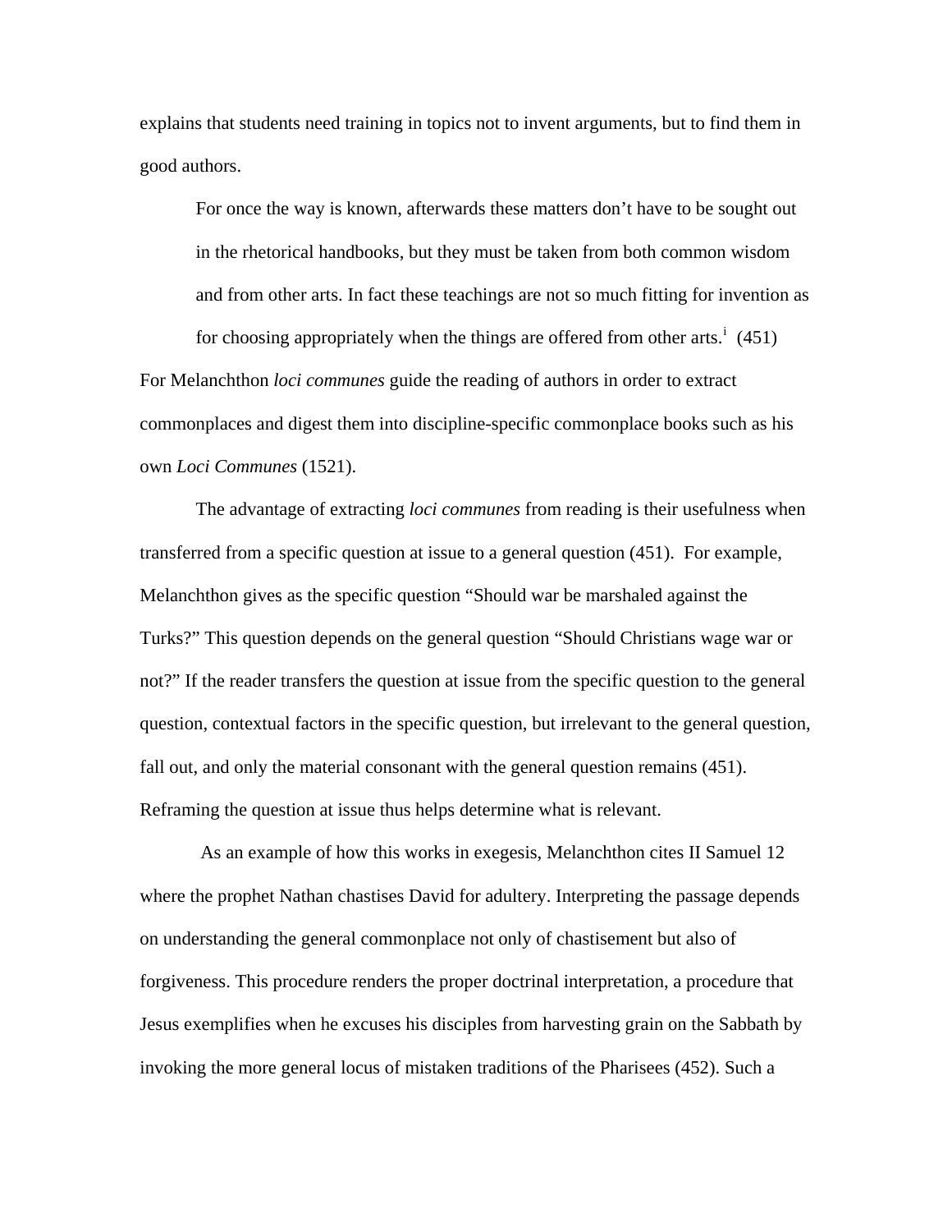explains that students need training in topics not to invent arguments, but to find them in good authors.

> For once the way is known, afterwards these matters don't have to be sought out in the rhetorical handbooks, but they must be taken from both common wisdom and from other arts. In fact these teachings are not so much fitting for invention as for choosing appropriately when the things are offered from other arts.[i] (451)

For Melanchthon *loci communes* guide the reading of authors in order to extract commonplaces and digest them into discipline-specific commonplace books such as his own *Loci Communes* (1521).

The advantage of extracting *loci communes* from reading is their usefulness when transferred from a specific question at issue to a general question (451). For example, Melanchthon gives as the specific question "Should war be marshaled against the Turks?" This question depends on the general question "Should Christians wage war or not?" If the reader transfers the question at issue from the specific question to the general question, contextual factors in the specific question, but irrelevant to the general question, fall out, and only the material consonant with the general question remains (451). Reframing the question at issue thus helps determine what is relevant.

As an example of how this works in exegesis, Melanchthon cites II Samuel 12 where the prophet Nathan chastises David for adultery. Interpreting the passage depends on understanding the general commonplace not only of chastisement but also of forgiveness. This procedure renders the proper doctrinal interpretation, a procedure that Jesus exemplifies when he excuses his disciples from harvesting grain on the Sabbath by invoking the more general locus of mistaken traditions of the Pharisees (452). Such a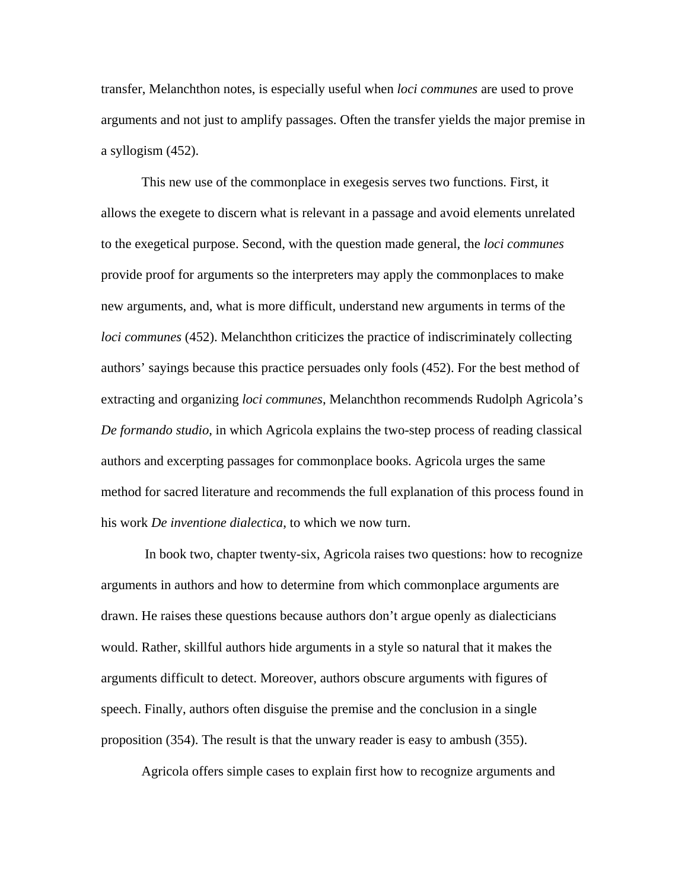transfer, Melanchthon notes, is especially useful when *loci communes* are used to prove arguments and not just to amplify passages. Often the transfer yields the major premise in a syllogism (452).

This new use of the commonplace in exegesis serves two functions. First, it allows the exegete to discern what is relevant in a passage and avoid elements unrelated to the exegetical purpose. Second, with the question made general, the *loci communes* provide proof for arguments so the interpreters may apply the commonplaces to make new arguments, and, what is more difficult, understand new arguments in terms of the *loci communes* (452). Melanchthon criticizes the practice of indiscriminately collecting authors' sayings because this practice persuades only fools (452). For the best method of extracting and organizing *loci communes*, Melanchthon recommends Rudolph Agricola's *De formando studio*, in which Agricola explains the two-step process of reading classical authors and excerpting passages for commonplace books. Agricola urges the same method for sacred literature and recommends the full explanation of this process found in his work *De inventione dialectica*, to which we now turn.

In book two, chapter twenty-six, Agricola raises two questions: how to recognize arguments in authors and how to determine from which commonplace arguments are drawn. He raises these questions because authors don't argue openly as dialecticians would. Rather, skillful authors hide arguments in a style so natural that it makes the arguments difficult to detect. Moreover, authors obscure arguments with figures of speech. Finally, authors often disguise the premise and the conclusion in a single proposition (354). The result is that the unwary reader is easy to ambush (355).

Agricola offers simple cases to explain first how to recognize arguments and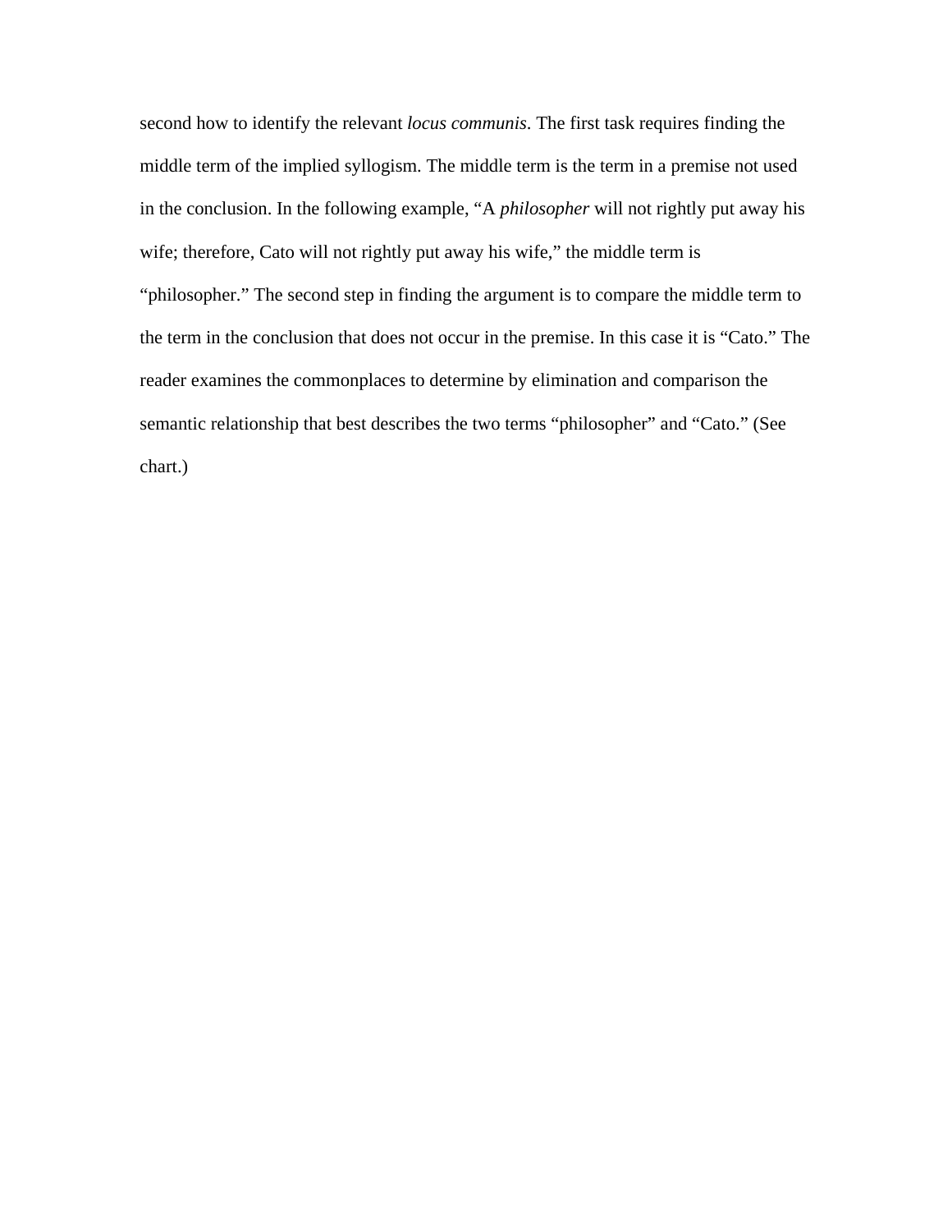second how to identify the relevant *locus communis*. The first task requires finding the middle term of the implied syllogism. The middle term is the term in a premise not used in the conclusion. In the following example, “A *philosopher* will not rightly put away his wife; therefore, Cato will not rightly put away his wife,” the middle term is “philosopher.” The second step in finding the argument is to compare the middle term to the term in the conclusion that does not occur in the premise. In this case it is “Cato.” The reader examines the commonplaces to determine by elimination and comparison the semantic relationship that best describes the two terms “philosopher” and “Cato.” (See chart.)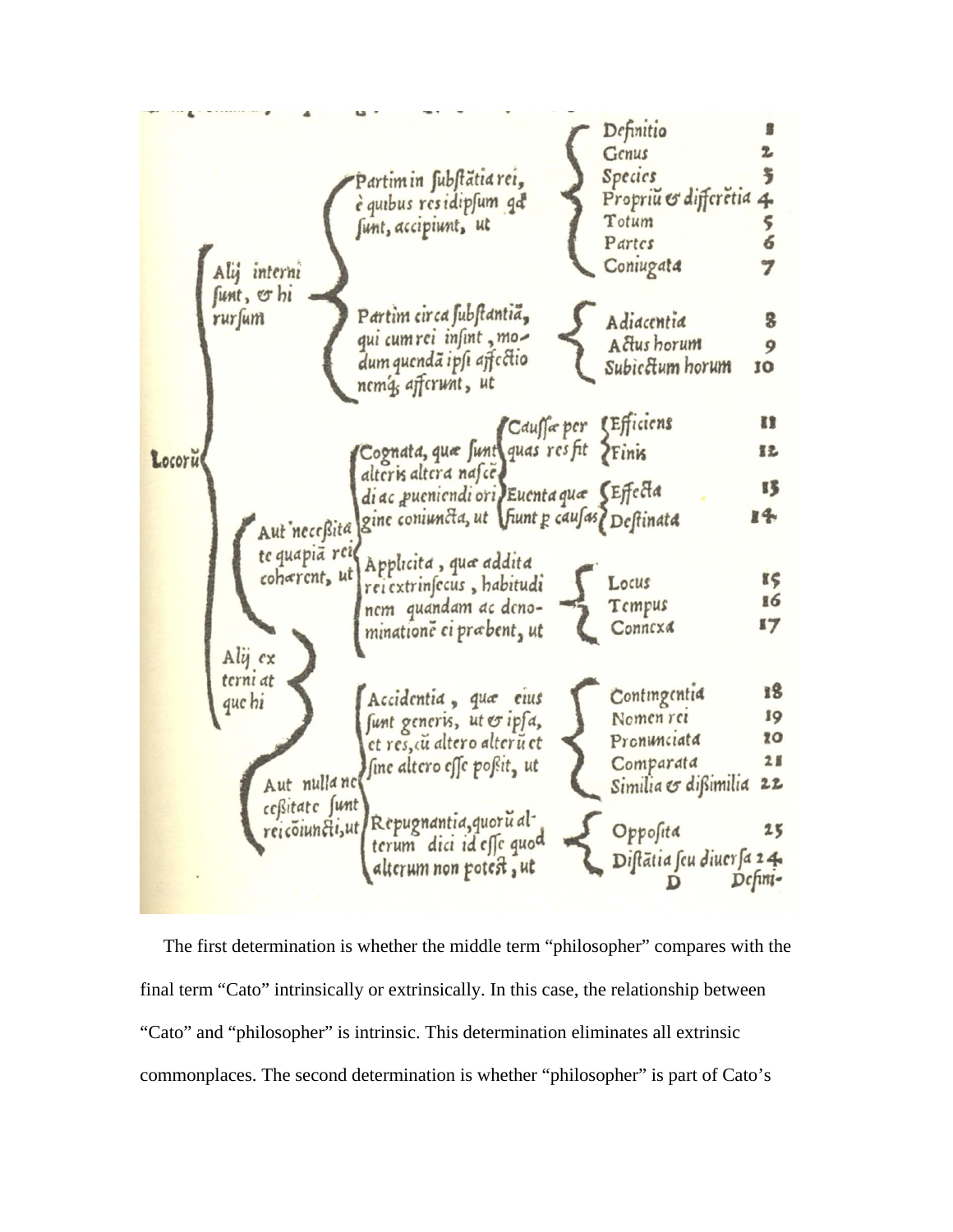Locorũ

- Alij interni sunt, & hi rursum
  - Partim in substãtia rei, è quibus res idipsum quę sunt, accipiunt, ut
    - Definitio 1
    - Genus 2
    - Species 3
    - Propriũ & differẽtia 4
    - Totum 5
    - Partes 6
    - Coniugata 7
  - Partim circa substantiã, qui cum rei insint, modum quendã ipsi affectio nemq; afferunt, ut
    - Adiacentia 8
    - Actus horum 9
    - Subiectum horum 10
- Alij externi atque hi
  - Aut necessitate quapiã rei cohærent, ut
    - Cognata, quæ sunt alteris altera nascẽdi ac proueniendi origine coniuncta, ut
      - Caussæ per quas res fit
        - Efficiens 11
        - Finis 12
      - Euenta quæ fiunt p causas
        - Effecta 13
        - Destinata 14
    - Applicita, quæ addita rei extrinsecus, habitudinem quandam ac denominationẽ ei præbent, ut
      - Locus 15
      - Tempus 16
      - Connexa 17
  - Aut nulla necessitate sunt rei cõiuncti, ut
    - Accidentia, quæ eius sunt generis, ut & ipsa, et res, cũ altero alterũ et sine altero esse poßit, ut
      - Contingentia 18
      - Nomen rei 19
      - Pronunciata 20
      - Comparata 21
      - Similia & dißimilia 22
    - Repugnantia, quorũ alterum dici id esse quod alterum non potest, ut
      - Opposita 23
      - Distãtia seu diuersa 24

D Defini-

The first determination is whether the middle term "philosopher" compares with the final term "Cato" intrinsically or extrinsically. In this case, the relationship between "Cato" and "philosopher" is intrinsic. This determination eliminates all extrinsic commonplaces. The second determination is whether "philosopher" is part of Cato's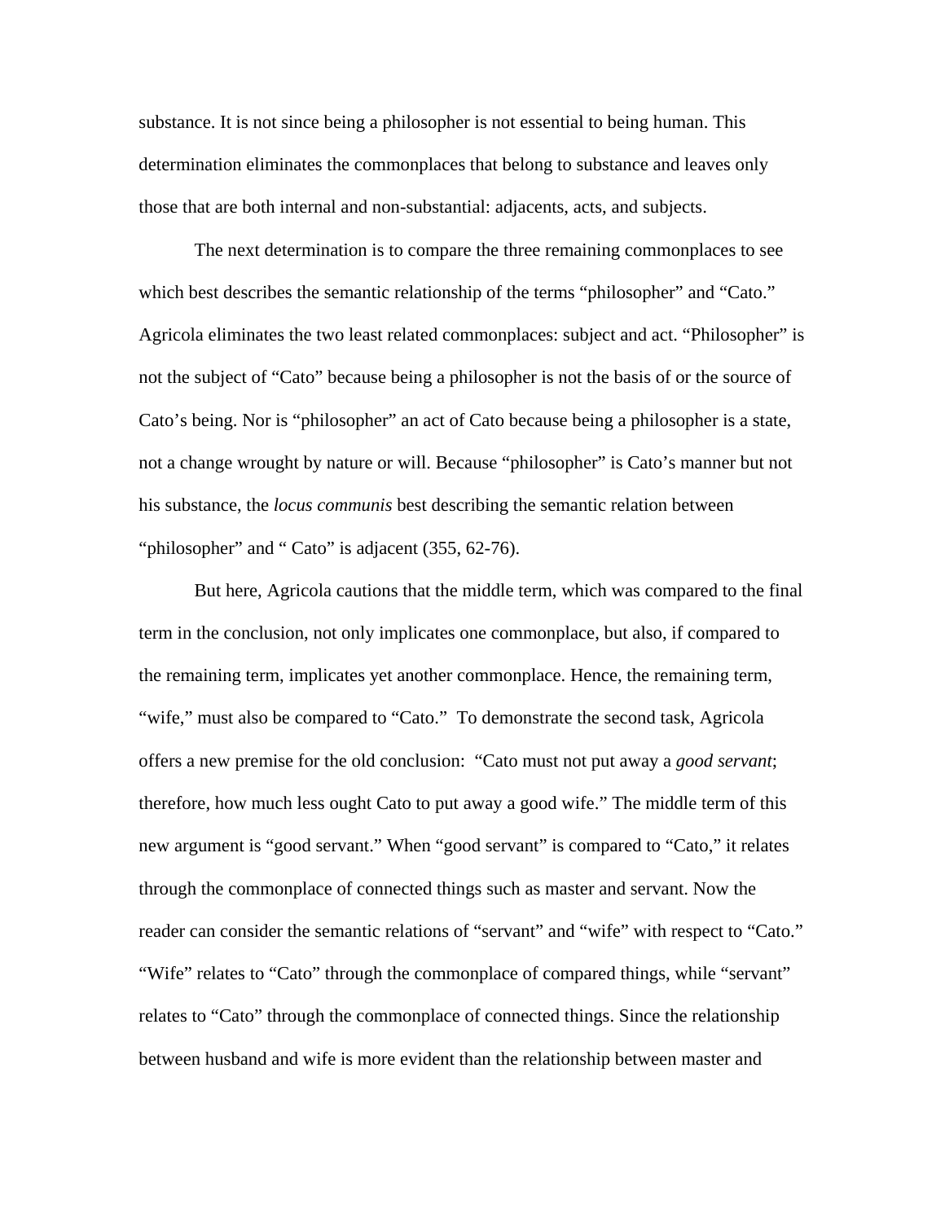substance. It is not since being a philosopher is not essential to being human. This determination eliminates the commonplaces that belong to substance and leaves only those that are both internal and non-substantial: adjacents, acts, and subjects.

The next determination is to compare the three remaining commonplaces to see which best describes the semantic relationship of the terms "philosopher" and "Cato." Agricola eliminates the two least related commonplaces: subject and act. "Philosopher" is not the subject of "Cato" because being a philosopher is not the basis of or the source of Cato's being. Nor is "philosopher" an act of Cato because being a philosopher is a state, not a change wrought by nature or will. Because "philosopher" is Cato's manner but not his substance, the *locus communis* best describing the semantic relation between "philosopher" and " Cato" is adjacent (355, 62-76).

But here, Agricola cautions that the middle term, which was compared to the final term in the conclusion, not only implicates one commonplace, but also, if compared to the remaining term, implicates yet another commonplace. Hence, the remaining term, "wife," must also be compared to "Cato." To demonstrate the second task, Agricola offers a new premise for the old conclusion: "Cato must not put away a *good servant*; therefore, how much less ought Cato to put away a good wife." The middle term of this new argument is "good servant." When "good servant" is compared to "Cato," it relates through the commonplace of connected things such as master and servant. Now the reader can consider the semantic relations of "servant" and "wife" with respect to "Cato." "Wife" relates to "Cato" through the commonplace of compared things, while "servant" relates to "Cato" through the commonplace of connected things. Since the relationship between husband and wife is more evident than the relationship between master and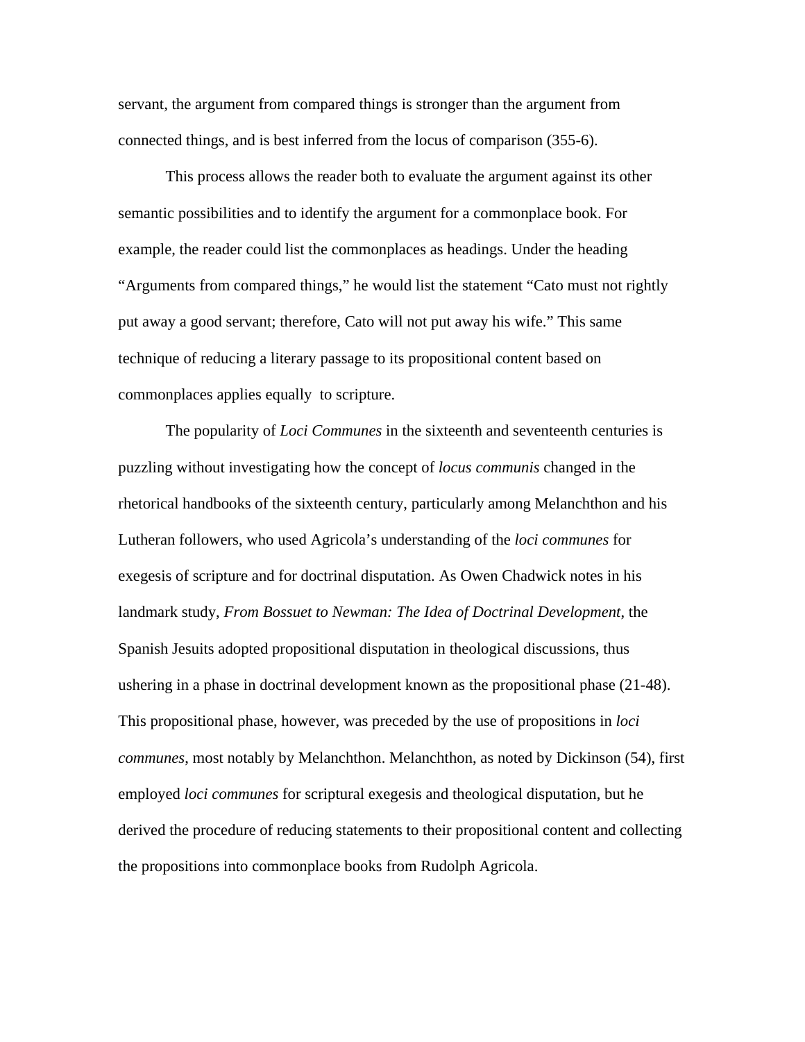servant, the argument from compared things is stronger than the argument from connected things, and is best inferred from the locus of comparison (355-6).

This process allows the reader both to evaluate the argument against its other semantic possibilities and to identify the argument for a commonplace book. For example, the reader could list the commonplaces as headings. Under the heading "Arguments from compared things," he would list the statement "Cato must not rightly put away a good servant; therefore, Cato will not put away his wife." This same technique of reducing a literary passage to its propositional content based on commonplaces applies equally to scripture.

The popularity of *Loci Communes* in the sixteenth and seventeenth centuries is puzzling without investigating how the concept of *locus communis* changed in the rhetorical handbooks of the sixteenth century, particularly among Melanchthon and his Lutheran followers, who used Agricola's understanding of the *loci communes* for exegesis of scripture and for doctrinal disputation. As Owen Chadwick notes in his landmark study, *From Bossuet to Newman: The Idea of Doctrinal Development*, the Spanish Jesuits adopted propositional disputation in theological discussions, thus ushering in a phase in doctrinal development known as the propositional phase (21-48). This propositional phase, however, was preceded by the use of propositions in *loci communes*, most notably by Melanchthon. Melanchthon, as noted by Dickinson (54), first employed *loci communes* for scriptural exegesis and theological disputation, but he derived the procedure of reducing statements to their propositional content and collecting the propositions into commonplace books from Rudolph Agricola.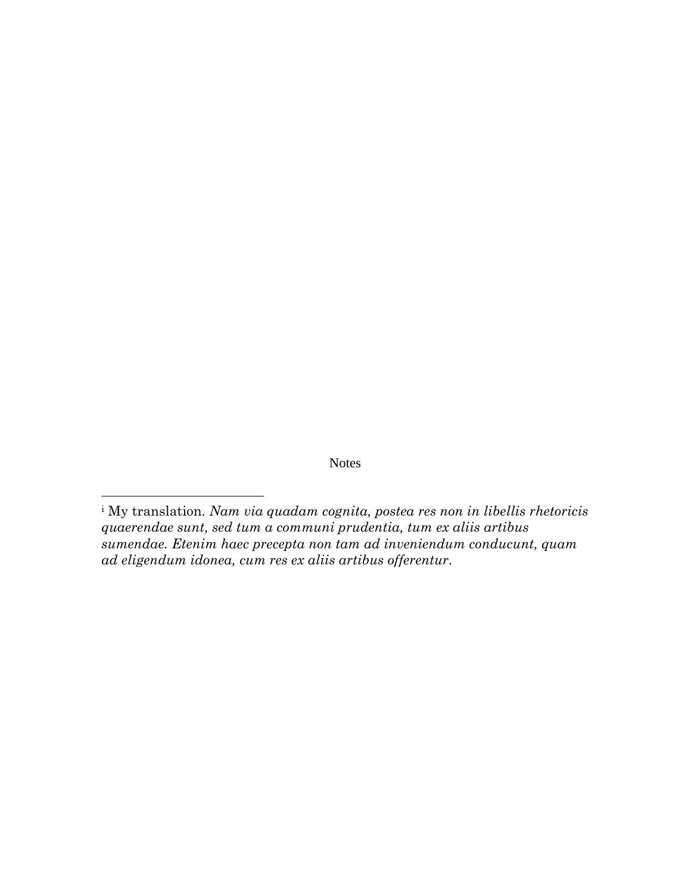Notes

---

[i] My translation. *Nam via quadam cognita, postea res non in libellis rhetoricis quaerendae sunt, sed tum a communi prudentia, tum ex aliis artibus sumendae. Etenim haec precepta non tam ad inveniendum conducunt, quam ad eligendum idonea, cum res ex aliis artibus offerentur*.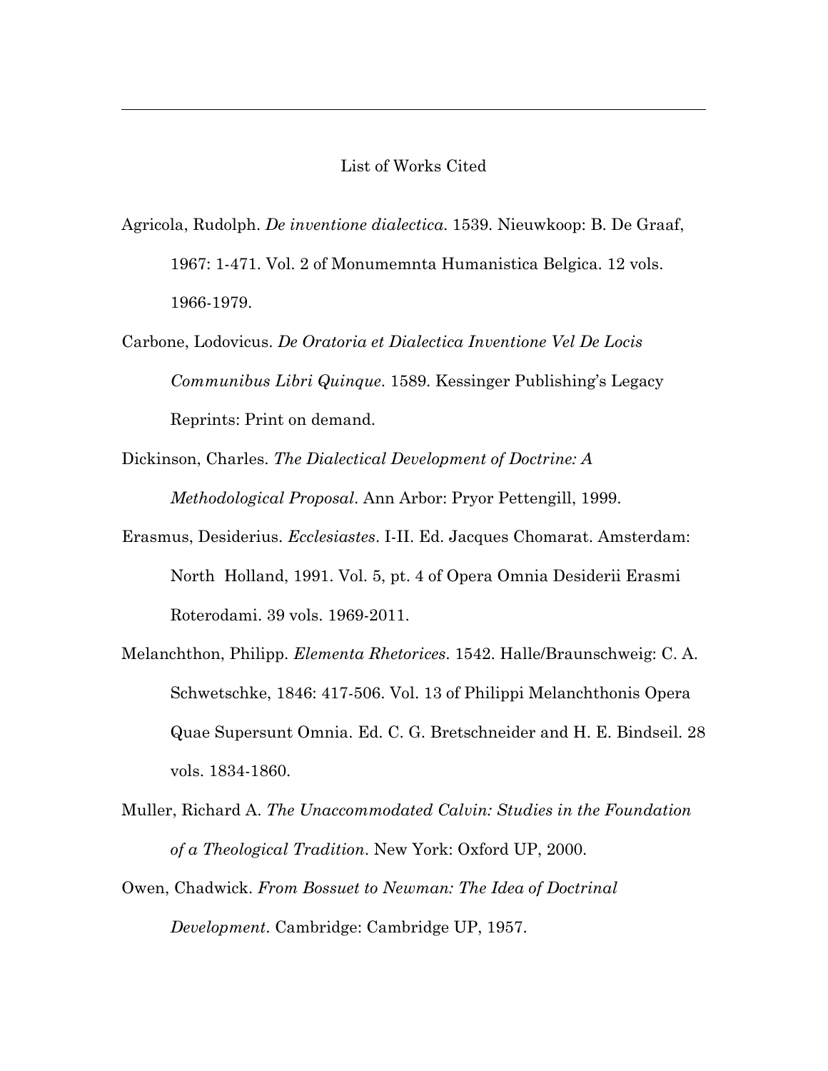## List of Works Cited

Agricola, Rudolph. *De inventione dialectica*. 1539. Nieuwkoop: B. De Graaf, 1967: 1-471. Vol. 2 of Monumemnta Humanistica Belgica. 12 vols. 1966-1979.

Carbone, Lodovicus. *De Oratoria et Dialectica Inventione Vel De Locis Communibus Libri Quinque*. 1589. Kessinger Publishing's Legacy Reprints: Print on demand.

Dickinson, Charles. *The Dialectical Development of Doctrine: A Methodological Proposal*. Ann Arbor: Pryor Pettengill, 1999.

Erasmus, Desiderius. *Ecclesiastes*. I-II. Ed. Jacques Chomarat. Amsterdam: North Holland, 1991. Vol. 5, pt. 4 of Opera Omnia Desiderii Erasmi Roterodami. 39 vols. 1969-2011.

Melanchthon, Philipp. *Elementa Rhetorices*. 1542. Halle/Braunschweig: C. A. Schwetschke, 1846: 417-506. Vol. 13 of Philippi Melanchthonis Opera Quae Supersunt Omnia. Ed. C. G. Bretschneider and H. E. Bindseil. 28 vols. 1834-1860.

Muller, Richard A. *The Unaccommodated Calvin: Studies in the Foundation of a Theological Tradition*. New York: Oxford UP, 2000.

Owen, Chadwick. *From Bossuet to Newman: The Idea of Doctrinal Development*. Cambridge: Cambridge UP, 1957.